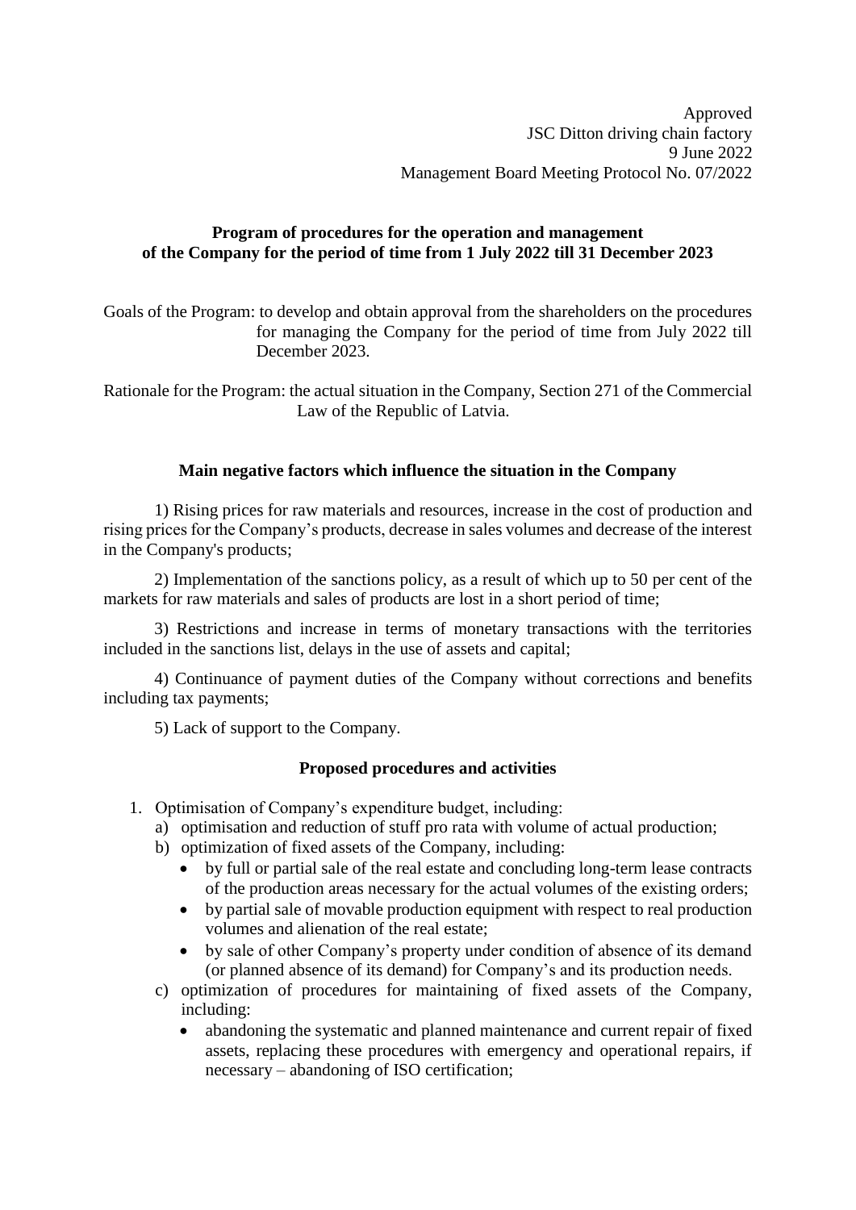Approved
JSC Ditton driving chain factory
9 June 2022
Management Board Meeting Protocol No. 07/2022

**Program of procedures for the operation and management of the Company for the period of time from 1 July 2022 till 31 December 2023**

Goals of the Program: to develop and obtain approval from the shareholders on the procedures for managing the Company for the period of time from July 2022 till December 2023.

Rationale for the Program: the actual situation in the Company, Section 271 of the Commercial Law of the Republic of Latvia.

**Main negative factors which influence the situation in the Company**

1) Rising prices for raw materials and resources, increase in the cost of production and rising prices for the Company's products, decrease in sales volumes and decrease of the interest in the Company's products;

2) Implementation of the sanctions policy, as a result of which up to 50 per cent of the markets for raw materials and sales of products are lost in a short period of time;

3) Restrictions and increase in terms of monetary transactions with the territories included in the sanctions list, delays in the use of assets and capital;

4) Continuance of payment duties of the Company without corrections and benefits including tax payments;

5) Lack of support to the Company.

**Proposed procedures and activities**

1. Optimisation of Company's expenditure budget, including:
   a) optimisation and reduction of stuff pro rata with volume of actual production;
   b) optimization of fixed assets of the Company, including:
      - by full or partial sale of the real estate and concluding long-term lease contracts of the production areas necessary for the actual volumes of the existing orders;
      - by partial sale of movable production equipment with respect to real production volumes and alienation of the real estate;
      - by sale of other Company's property under condition of absence of its demand (or planned absence of its demand) for Company's and its production needs.
   c) optimization of procedures for maintaining of fixed assets of the Company, including:
      - abandoning the systematic and planned maintenance and current repair of fixed assets, replacing these procedures with emergency and operational repairs, if necessary – abandoning of ISO certification;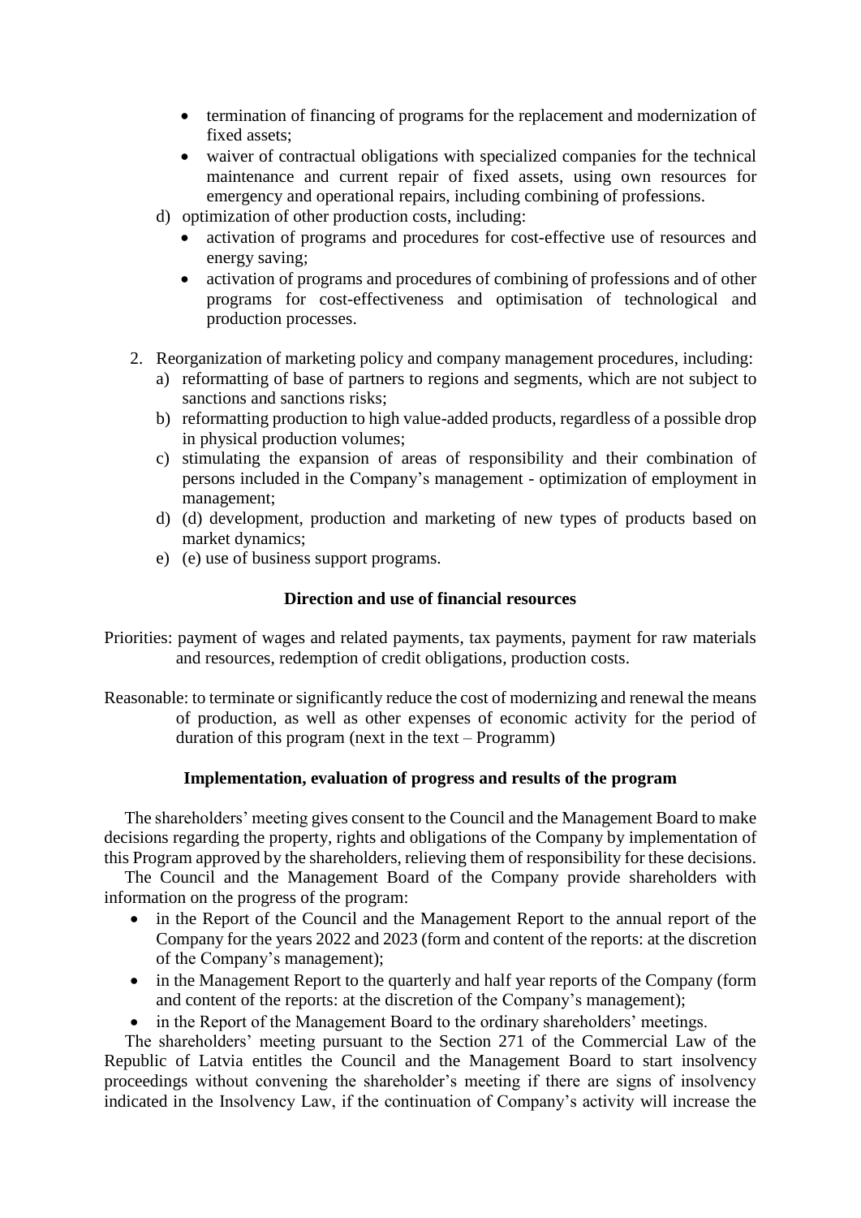- termination of financing of programs for the replacement and modernization of fixed assets;
- waiver of contractual obligations with specialized companies for the technical maintenance and current repair of fixed assets, using own resources for emergency and operational repairs, including combining of professions.

d) optimization of other production costs, including:
   - activation of programs and procedures for cost-effective use of resources and energy saving;
   - activation of programs and procedures of combining of professions and of other programs for cost-effectiveness and optimisation of technological and production processes.

2. Reorganization of marketing policy and company management procedures, including:
   a) reformatting of base of partners to regions and segments, which are not subject to sanctions and sanctions risks;
   b) reformatting production to high value-added products, regardless of a possible drop in physical production volumes;
   c) stimulating the expansion of areas of responsibility and their combination of persons included in the Company's management - optimization of employment in management;
   d) (d) development, production and marketing of new types of products based on market dynamics;
   e) (e) use of business support programs.

**Direction and use of financial resources**

Priorities: payment of wages and related payments, tax payments, payment for raw materials and resources, redemption of credit obligations, production costs.

Reasonable: to terminate or significantly reduce the cost of modernizing and renewal the means of production, as well as other expenses of economic activity for the period of duration of this program (next in the text – Programm)

**Implementation, evaluation of progress and results of the program**

The shareholders' meeting gives consent to the Council and the Management Board to make decisions regarding the property, rights and obligations of the Company by implementation of this Program approved by the shareholders, relieving them of responsibility for these decisions.

The Council and the Management Board of the Company provide shareholders with information on the progress of the program:

- in the Report of the Council and the Management Report to the annual report of the Company for the years 2022 and 2023 (form and content of the reports: at the discretion of the Company's management);
- in the Management Report to the quarterly and half year reports of the Company (form and content of the reports: at the discretion of the Company's management);
- in the Report of the Management Board to the ordinary shareholders' meetings.

The shareholders' meeting pursuant to the Section 271 of the Commercial Law of the Republic of Latvia entitles the Council and the Management Board to start insolvency proceedings without convening the shareholder's meeting if there are signs of insolvency indicated in the Insolvency Law, if the continuation of Company's activity will increase the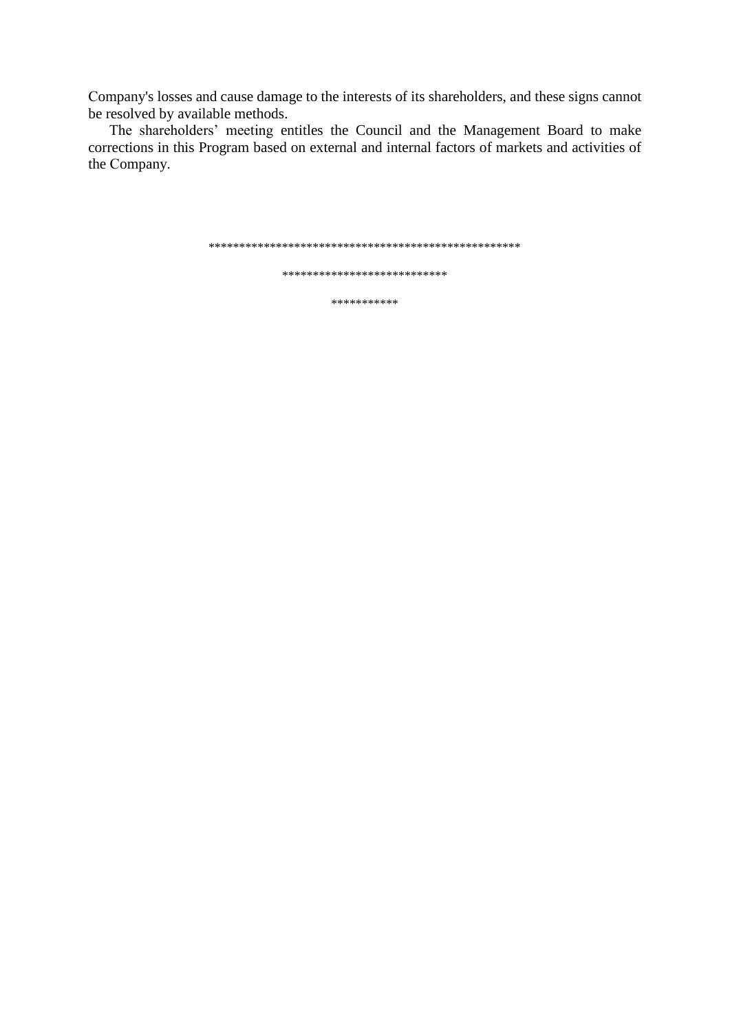Company's losses and cause damage to the interests of its shareholders, and these signs cannot be resolved by available methods.

The shareholders' meeting entitles the Council and the Management Board to make corrections in this Program based on external and internal factors of markets and activities of the Company.

****************************************************

***************************

***********